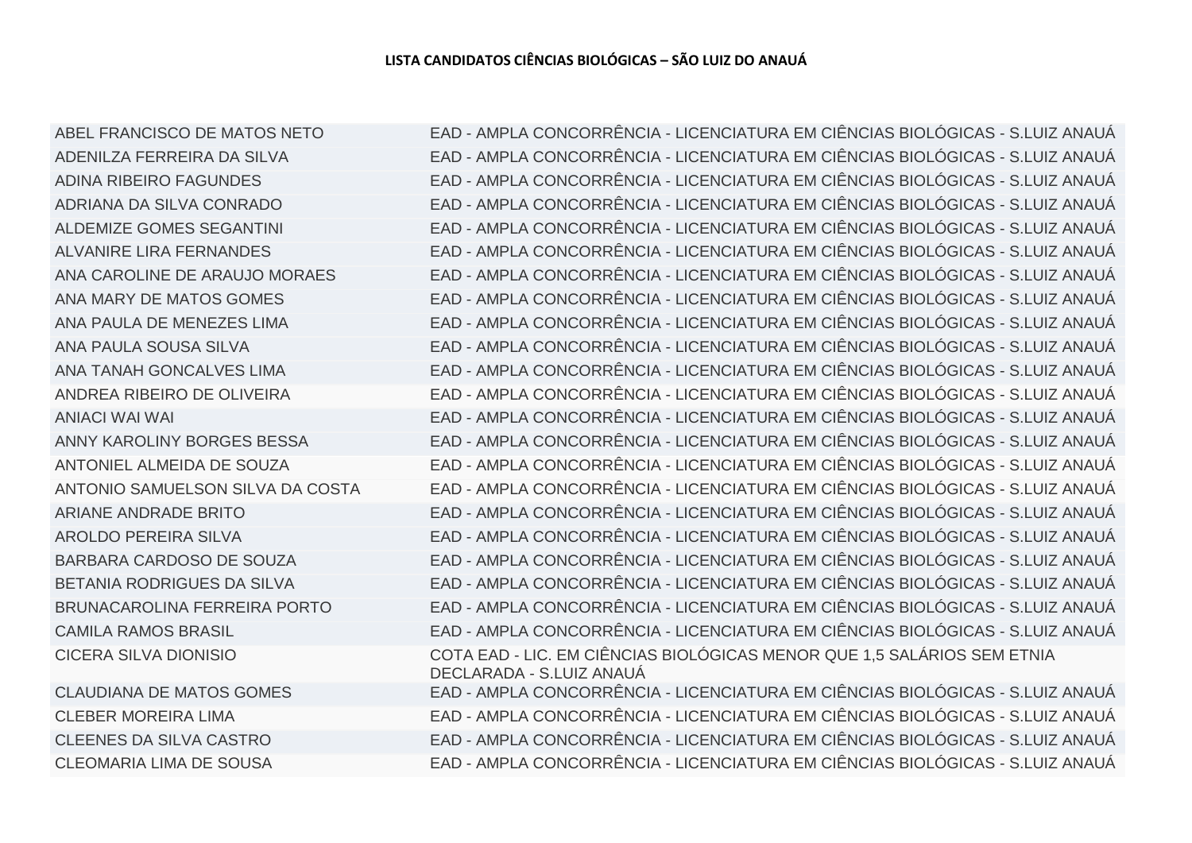**LISTA CANDIDATOS CIÊNCIAS BIOLÓGICAS – SÃO LUIZ DO ANAUÁ**

| | |
|---|---|
| ABEL FRANCISCO DE MATOS NETO | EAD - AMPLA CONCORRÊNCIA - LICENCIATURA EM CIÊNCIAS BIOLÓGICAS - S.LUIZ ANAUÁ |
| ADENILZA FERREIRA DA SILVA | EAD - AMPLA CONCORRÊNCIA - LICENCIATURA EM CIÊNCIAS BIOLÓGICAS - S.LUIZ ANAUÁ |
| ADINA RIBEIRO FAGUNDES | EAD - AMPLA CONCORRÊNCIA - LICENCIATURA EM CIÊNCIAS BIOLÓGICAS - S.LUIZ ANAUÁ |
| ADRIANA DA SILVA CONRADO | EAD - AMPLA CONCORRÊNCIA - LICENCIATURA EM CIÊNCIAS BIOLÓGICAS - S.LUIZ ANAUÁ |
| ALDEMIZE GOMES SEGANTINI | EAD - AMPLA CONCORRÊNCIA - LICENCIATURA EM CIÊNCIAS BIOLÓGICAS - S.LUIZ ANAUÁ |
| ALVANIRE LIRA FERNANDES | EAD - AMPLA CONCORRÊNCIA - LICENCIATURA EM CIÊNCIAS BIOLÓGICAS - S.LUIZ ANAUÁ |
| ANA CAROLINE DE ARAUJO MORAES | EAD - AMPLA CONCORRÊNCIA - LICENCIATURA EM CIÊNCIAS BIOLÓGICAS - S.LUIZ ANAUÁ |
| ANA MARY DE MATOS GOMES | EAD - AMPLA CONCORRÊNCIA - LICENCIATURA EM CIÊNCIAS BIOLÓGICAS - S.LUIZ ANAUÁ |
| ANA PAULA DE MENEZES LIMA | EAD - AMPLA CONCORRÊNCIA - LICENCIATURA EM CIÊNCIAS BIOLÓGICAS - S.LUIZ ANAUÁ |
| ANA PAULA SOUSA SILVA | EAD - AMPLA CONCORRÊNCIA - LICENCIATURA EM CIÊNCIAS BIOLÓGICAS - S.LUIZ ANAUÁ |
| ANA TANAH GONCALVES LIMA | EAD - AMPLA CONCORRÊNCIA - LICENCIATURA EM CIÊNCIAS BIOLÓGICAS - S.LUIZ ANAUÁ |
| ANDREA RIBEIRO DE OLIVEIRA | EAD - AMPLA CONCORRÊNCIA - LICENCIATURA EM CIÊNCIAS BIOLÓGICAS - S.LUIZ ANAUÁ |
| ANIACI WAI WAI | EAD - AMPLA CONCORRÊNCIA - LICENCIATURA EM CIÊNCIAS BIOLÓGICAS - S.LUIZ ANAUÁ |
| ANNY KAROLINY BORGES BESSA | EAD - AMPLA CONCORRÊNCIA - LICENCIATURA EM CIÊNCIAS BIOLÓGICAS - S.LUIZ ANAUÁ |
| ANTONIEL ALMEIDA DE SOUZA | EAD - AMPLA CONCORRÊNCIA - LICENCIATURA EM CIÊNCIAS BIOLÓGICAS - S.LUIZ ANAUÁ |
| ANTONIO SAMUELSON SILVA DA COSTA | EAD - AMPLA CONCORRÊNCIA - LICENCIATURA EM CIÊNCIAS BIOLÓGICAS - S.LUIZ ANAUÁ |
| ARIANE ANDRADE BRITO | EAD - AMPLA CONCORRÊNCIA - LICENCIATURA EM CIÊNCIAS BIOLÓGICAS - S.LUIZ ANAUÁ |
| AROLDO PEREIRA SILVA | EAD - AMPLA CONCORRÊNCIA - LICENCIATURA EM CIÊNCIAS BIOLÓGICAS - S.LUIZ ANAUÁ |
| BARBARA CARDOSO DE SOUZA | EAD - AMPLA CONCORRÊNCIA - LICENCIATURA EM CIÊNCIAS BIOLÓGICAS - S.LUIZ ANAUÁ |
| BETANIA RODRIGUES DA SILVA | EAD - AMPLA CONCORRÊNCIA - LICENCIATURA EM CIÊNCIAS BIOLÓGICAS - S.LUIZ ANAUÁ |
| BRUNACAROLINA FERREIRA PORTO | EAD - AMPLA CONCORRÊNCIA - LICENCIATURA EM CIÊNCIAS BIOLÓGICAS - S.LUIZ ANAUÁ |
| CAMILA RAMOS BRASIL | EAD - AMPLA CONCORRÊNCIA - LICENCIATURA EM CIÊNCIAS BIOLÓGICAS - S.LUIZ ANAUÁ |
| CICERA SILVA DIONISIO | COTA EAD - LIC. EM CIÊNCIAS BIOLÓGICAS MENOR QUE 1,5 SALÁRIOS SEM ETNIA DECLARADA - S.LUIZ ANAUÁ |
| CLAUDIANA DE MATOS GOMES | EAD - AMPLA CONCORRÊNCIA - LICENCIATURA EM CIÊNCIAS BIOLÓGICAS - S.LUIZ ANAUÁ |
| CLEBER MOREIRA LIMA | EAD - AMPLA CONCORRÊNCIA - LICENCIATURA EM CIÊNCIAS BIOLÓGICAS - S.LUIZ ANAUÁ |
| CLEENES DA SILVA CASTRO | EAD - AMPLA CONCORRÊNCIA - LICENCIATURA EM CIÊNCIAS BIOLÓGICAS - S.LUIZ ANAUÁ |
| CLEOMARIA LIMA DE SOUSA | EAD - AMPLA CONCORRÊNCIA - LICENCIATURA EM CIÊNCIAS BIOLÓGICAS - S.LUIZ ANAUÁ |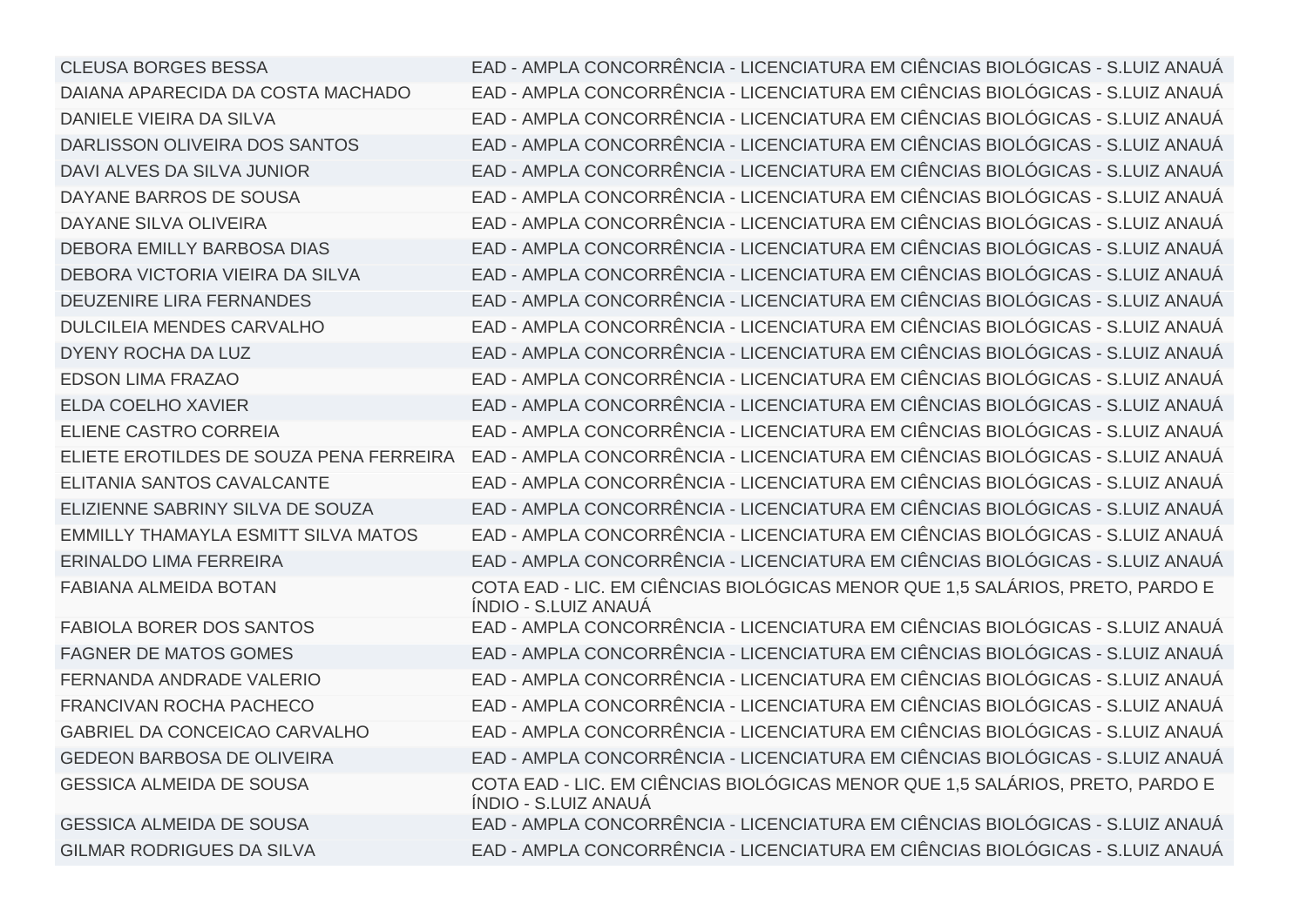| | |
|---|---|
| CLEUSA BORGES BESSA | EAD - AMPLA CONCORRÊNCIA - LICENCIATURA EM CIÊNCIAS BIOLÓGICAS - S.LUIZ ANAUÁ |
| DAIANA APARECIDA DA COSTA MACHADO | EAD - AMPLA CONCORRÊNCIA - LICENCIATURA EM CIÊNCIAS BIOLÓGICAS - S.LUIZ ANAUÁ |
| DANIELE VIEIRA DA SILVA | EAD - AMPLA CONCORRÊNCIA - LICENCIATURA EM CIÊNCIAS BIOLÓGICAS - S.LUIZ ANAUÁ |
| DARLISSON OLIVEIRA DOS SANTOS | EAD - AMPLA CONCORRÊNCIA - LICENCIATURA EM CIÊNCIAS BIOLÓGICAS - S.LUIZ ANAUÁ |
| DAVI ALVES DA SILVA JUNIOR | EAD - AMPLA CONCORRÊNCIA - LICENCIATURA EM CIÊNCIAS BIOLÓGICAS - S.LUIZ ANAUÁ |
| DAYANE BARROS DE SOUSA | EAD - AMPLA CONCORRÊNCIA - LICENCIATURA EM CIÊNCIAS BIOLÓGICAS - S.LUIZ ANAUÁ |
| DAYANE SILVA OLIVEIRA | EAD - AMPLA CONCORRÊNCIA - LICENCIATURA EM CIÊNCIAS BIOLÓGICAS - S.LUIZ ANAUÁ |
| DEBORA EMILLY BARBOSA DIAS | EAD - AMPLA CONCORRÊNCIA - LICENCIATURA EM CIÊNCIAS BIOLÓGICAS - S.LUIZ ANAUÁ |
| DEBORA VICTORIA VIEIRA DA SILVA | EAD - AMPLA CONCORRÊNCIA - LICENCIATURA EM CIÊNCIAS BIOLÓGICAS - S.LUIZ ANAUÁ |
| DEUZENIRE LIRA FERNANDES | EAD - AMPLA CONCORRÊNCIA - LICENCIATURA EM CIÊNCIAS BIOLÓGICAS - S.LUIZ ANAUÁ |
| DULCILEIA MENDES CARVALHO | EAD - AMPLA CONCORRÊNCIA - LICENCIATURA EM CIÊNCIAS BIOLÓGICAS - S.LUIZ ANAUÁ |
| DYENY ROCHA DA LUZ | EAD - AMPLA CONCORRÊNCIA - LICENCIATURA EM CIÊNCIAS BIOLÓGICAS - S.LUIZ ANAUÁ |
| EDSON LIMA FRAZAO | EAD - AMPLA CONCORRÊNCIA - LICENCIATURA EM CIÊNCIAS BIOLÓGICAS - S.LUIZ ANAUÁ |
| ELDA COELHO XAVIER | EAD - AMPLA CONCORRÊNCIA - LICENCIATURA EM CIÊNCIAS BIOLÓGICAS - S.LUIZ ANAUÁ |
| ELIENE CASTRO CORREIA | EAD - AMPLA CONCORRÊNCIA - LICENCIATURA EM CIÊNCIAS BIOLÓGICAS - S.LUIZ ANAUÁ |
| ELIETE EROTILDES DE SOUZA PENA FERREIRA | EAD - AMPLA CONCORRÊNCIA - LICENCIATURA EM CIÊNCIAS BIOLÓGICAS - S.LUIZ ANAUÁ |
| ELITANIA SANTOS CAVALCANTE | EAD - AMPLA CONCORRÊNCIA - LICENCIATURA EM CIÊNCIAS BIOLÓGICAS - S.LUIZ ANAUÁ |
| ELIZIENNE SABRINY SILVA DE SOUZA | EAD - AMPLA CONCORRÊNCIA - LICENCIATURA EM CIÊNCIAS BIOLÓGICAS - S.LUIZ ANAUÁ |
| EMMILLY THAMAYLA ESMITT SILVA MATOS | EAD - AMPLA CONCORRÊNCIA - LICENCIATURA EM CIÊNCIAS BIOLÓGICAS - S.LUIZ ANAUÁ |
| ERINALDO LIMA FERREIRA | EAD - AMPLA CONCORRÊNCIA - LICENCIATURA EM CIÊNCIAS BIOLÓGICAS - S.LUIZ ANAUÁ |
| FABIANA ALMEIDA BOTAN | COTA EAD - LIC. EM CIÊNCIAS BIOLÓGICAS MENOR QUE 1,5 SALÁRIOS, PRETO, PARDO E ÍNDIO - S.LUIZ ANAUÁ |
| FABIOLA BORER DOS SANTOS | EAD - AMPLA CONCORRÊNCIA - LICENCIATURA EM CIÊNCIAS BIOLÓGICAS - S.LUIZ ANAUÁ |
| FAGNER DE MATOS GOMES | EAD - AMPLA CONCORRÊNCIA - LICENCIATURA EM CIÊNCIAS BIOLÓGICAS - S.LUIZ ANAUÁ |
| FERNANDA ANDRADE VALERIO | EAD - AMPLA CONCORRÊNCIA - LICENCIATURA EM CIÊNCIAS BIOLÓGICAS - S.LUIZ ANAUÁ |
| FRANCIVAN ROCHA PACHECO | EAD - AMPLA CONCORRÊNCIA - LICENCIATURA EM CIÊNCIAS BIOLÓGICAS - S.LUIZ ANAUÁ |
| GABRIEL DA CONCEICAO CARVALHO | EAD - AMPLA CONCORRÊNCIA - LICENCIATURA EM CIÊNCIAS BIOLÓGICAS - S.LUIZ ANAUÁ |
| GEDEON BARBOSA DE OLIVEIRA | EAD - AMPLA CONCORRÊNCIA - LICENCIATURA EM CIÊNCIAS BIOLÓGICAS - S.LUIZ ANAUÁ |
| GESSICA ALMEIDA DE SOUSA | COTA EAD - LIC. EM CIÊNCIAS BIOLÓGICAS MENOR QUE 1,5 SALÁRIOS, PRETO, PARDO E ÍNDIO - S.LUIZ ANAUÁ |
| GESSICA ALMEIDA DE SOUSA | EAD - AMPLA CONCORRÊNCIA - LICENCIATURA EM CIÊNCIAS BIOLÓGICAS - S.LUIZ ANAUÁ |
| GILMAR RODRIGUES DA SILVA | EAD - AMPLA CONCORRÊNCIA - LICENCIATURA EM CIÊNCIAS BIOLÓGICAS - S.LUIZ ANAUÁ |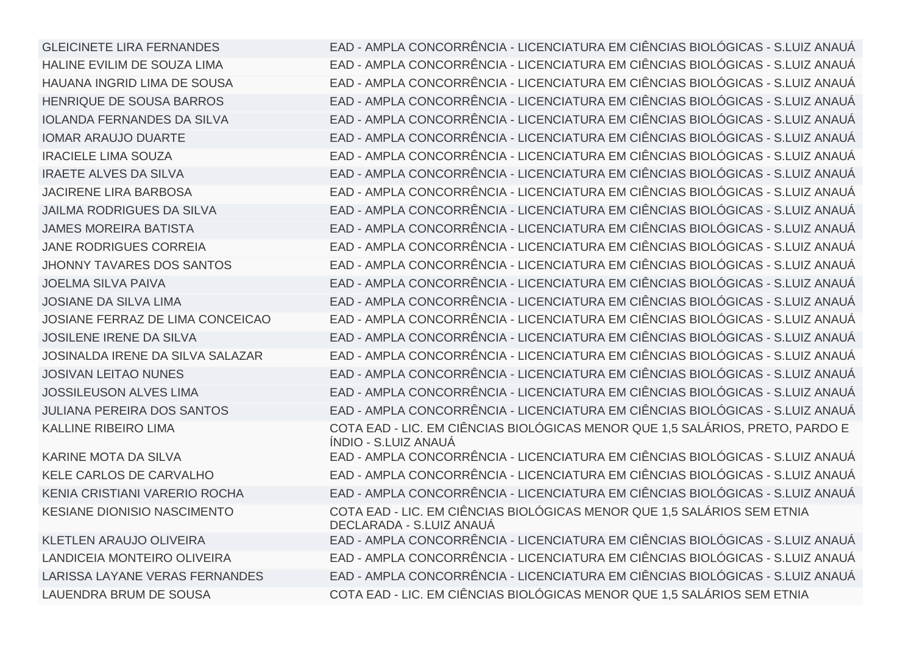| | |
|---|---|
| GLEICINETE LIRA FERNANDES | EAD - AMPLA CONCORRÊNCIA - LICENCIATURA EM CIÊNCIAS BIOLÓGICAS - S.LUIZ ANAUÁ |
| HALINE EVILIM DE SOUZA LIMA | EAD - AMPLA CONCORRÊNCIA - LICENCIATURA EM CIÊNCIAS BIOLÓGICAS - S.LUIZ ANAUÁ |
| HAUANA INGRID LIMA DE SOUSA | EAD - AMPLA CONCORRÊNCIA - LICENCIATURA EM CIÊNCIAS BIOLÓGICAS - S.LUIZ ANAUÁ |
| HENRIQUE DE SOUSA BARROS | EAD - AMPLA CONCORRÊNCIA - LICENCIATURA EM CIÊNCIAS BIOLÓGICAS - S.LUIZ ANAUÁ |
| IOLANDA FERNANDES DA SILVA | EAD - AMPLA CONCORRÊNCIA - LICENCIATURA EM CIÊNCIAS BIOLÓGICAS - S.LUIZ ANAUÁ |
| IOMAR ARAUJO DUARTE | EAD - AMPLA CONCORRÊNCIA - LICENCIATURA EM CIÊNCIAS BIOLÓGICAS - S.LUIZ ANAUÁ |
| IRACIELE LIMA SOUZA | EAD - AMPLA CONCORRÊNCIA - LICENCIATURA EM CIÊNCIAS BIOLÓGICAS - S.LUIZ ANAUÁ |
| IRAETE ALVES DA SILVA | EAD - AMPLA CONCORRÊNCIA - LICENCIATURA EM CIÊNCIAS BIOLÓGICAS - S.LUIZ ANAUÁ |
| JACIRENE LIRA BARBOSA | EAD - AMPLA CONCORRÊNCIA - LICENCIATURA EM CIÊNCIAS BIOLÓGICAS - S.LUIZ ANAUÁ |
| JAILMA RODRIGUES DA SILVA | EAD - AMPLA CONCORRÊNCIA - LICENCIATURA EM CIÊNCIAS BIOLÓGICAS - S.LUIZ ANAUÁ |
| JAMES MOREIRA BATISTA | EAD - AMPLA CONCORRÊNCIA - LICENCIATURA EM CIÊNCIAS BIOLÓGICAS - S.LUIZ ANAUÁ |
| JANE RODRIGUES CORREIA | EAD - AMPLA CONCORRÊNCIA - LICENCIATURA EM CIÊNCIAS BIOLÓGICAS - S.LUIZ ANAUÁ |
| JHONNY TAVARES DOS SANTOS | EAD - AMPLA CONCORRÊNCIA - LICENCIATURA EM CIÊNCIAS BIOLÓGICAS - S.LUIZ ANAUÁ |
| JOELMA SILVA PAIVA | EAD - AMPLA CONCORRÊNCIA - LICENCIATURA EM CIÊNCIAS BIOLÓGICAS - S.LUIZ ANAUÁ |
| JOSIANE DA SILVA LIMA | EAD - AMPLA CONCORRÊNCIA - LICENCIATURA EM CIÊNCIAS BIOLÓGICAS - S.LUIZ ANAUÁ |
| JOSIANE FERRAZ DE LIMA CONCEICAO | EAD - AMPLA CONCORRÊNCIA - LICENCIATURA EM CIÊNCIAS BIOLÓGICAS - S.LUIZ ANAUÁ |
| JOSILENE IRENE DA SILVA | EAD - AMPLA CONCORRÊNCIA - LICENCIATURA EM CIÊNCIAS BIOLÓGICAS - S.LUIZ ANAUÁ |
| JOSINALDA IRENE DA SILVA SALAZAR | EAD - AMPLA CONCORRÊNCIA - LICENCIATURA EM CIÊNCIAS BIOLÓGICAS - S.LUIZ ANAUÁ |
| JOSIVAN LEITAO NUNES | EAD - AMPLA CONCORRÊNCIA - LICENCIATURA EM CIÊNCIAS BIOLÓGICAS - S.LUIZ ANAUÁ |
| JOSSILEUSON ALVES LIMA | EAD - AMPLA CONCORRÊNCIA - LICENCIATURA EM CIÊNCIAS BIOLÓGICAS - S.LUIZ ANAUÁ |
| JULIANA PEREIRA DOS SANTOS | EAD - AMPLA CONCORRÊNCIA - LICENCIATURA EM CIÊNCIAS BIOLÓGICAS - S.LUIZ ANAUÁ |
| KALLINE RIBEIRO LIMA | COTA EAD - LIC. EM CIÊNCIAS BIOLÓGICAS MENOR QUE 1,5 SALÁRIOS, PRETO, PARDO E ÍNDIO - S.LUIZ ANAUÁ |
| KARINE MOTA DA SILVA | EAD - AMPLA CONCORRÊNCIA - LICENCIATURA EM CIÊNCIAS BIOLÓGICAS - S.LUIZ ANAUÁ |
| KELE CARLOS DE CARVALHO | EAD - AMPLA CONCORRÊNCIA - LICENCIATURA EM CIÊNCIAS BIOLÓGICAS - S.LUIZ ANAUÁ |
| KENIA CRISTIANI VARERIO ROCHA | EAD - AMPLA CONCORRÊNCIA - LICENCIATURA EM CIÊNCIAS BIOLÓGICAS - S.LUIZ ANAUÁ |
| KESIANE DIONISIO NASCIMENTO | COTA EAD - LIC. EM CIÊNCIAS BIOLÓGICAS MENOR QUE 1,5 SALÁRIOS SEM ETNIA DECLARADA - S.LUIZ ANAUÁ |
| KLETLEN ARAUJO OLIVEIRA | EAD - AMPLA CONCORRÊNCIA - LICENCIATURA EM CIÊNCIAS BIOLÓGICAS - S.LUIZ ANAUÁ |
| LANDICEIA MONTEIRO OLIVEIRA | EAD - AMPLA CONCORRÊNCIA - LICENCIATURA EM CIÊNCIAS BIOLÓGICAS - S.LUIZ ANAUÁ |
| LARISSA LAYANE VERAS FERNANDES | EAD - AMPLA CONCORRÊNCIA - LICENCIATURA EM CIÊNCIAS BIOLÓGICAS - S.LUIZ ANAUÁ |
| LAUENDRA BRUM DE SOUSA | COTA EAD - LIC. EM CIÊNCIAS BIOLÓGICAS MENOR QUE 1,5 SALÁRIOS SEM ETNIA |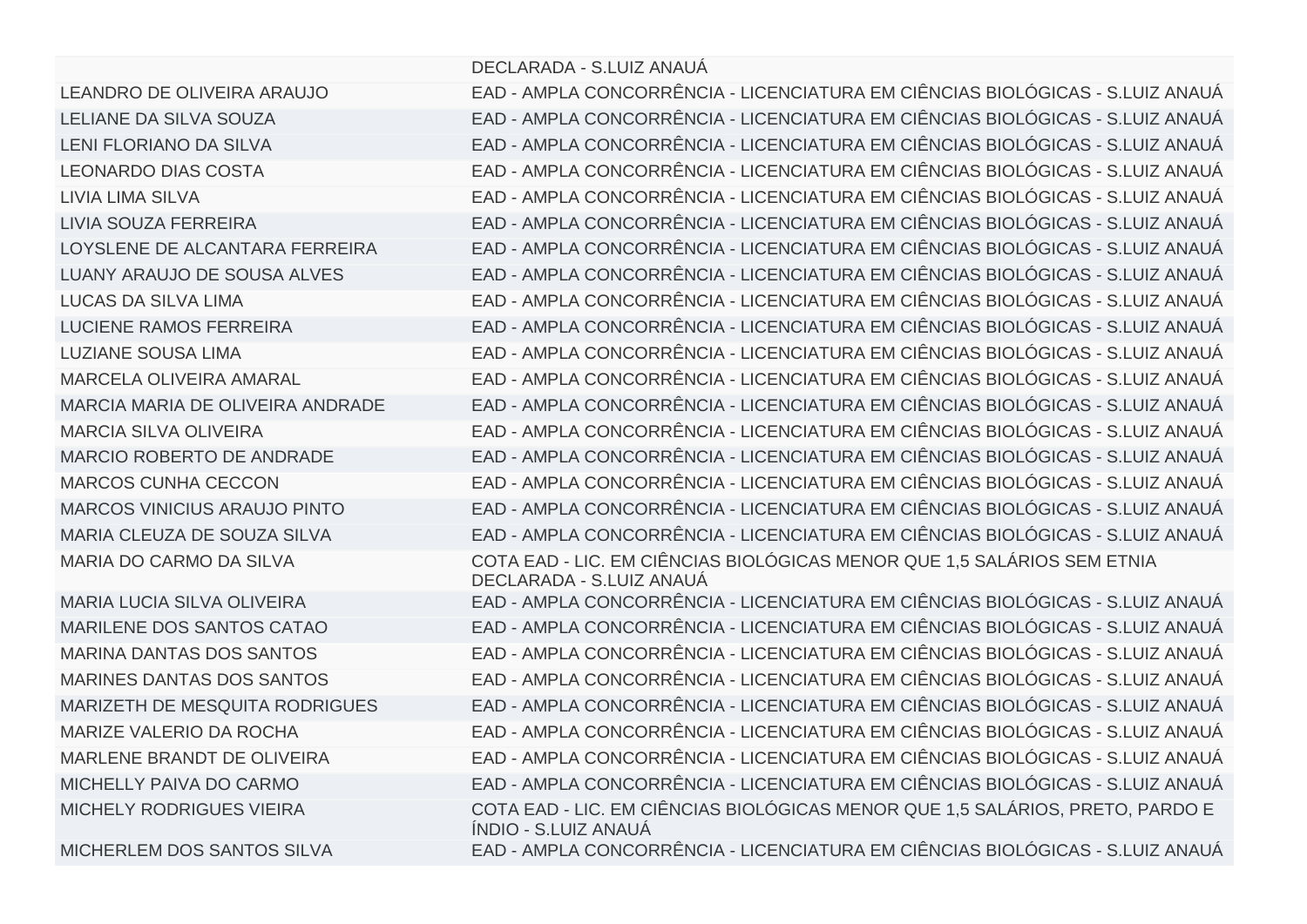| | |
|---|---|
| | DECLARADA - S.LUIZ ANAUÁ |
| LEANDRO DE OLIVEIRA ARAUJO | EAD - AMPLA CONCORRÊNCIA - LICENCIATURA EM CIÊNCIAS BIOLÓGICAS - S.LUIZ ANAUÁ |
| LELIANE DA SILVA SOUZA | EAD - AMPLA CONCORRÊNCIA - LICENCIATURA EM CIÊNCIAS BIOLÓGICAS - S.LUIZ ANAUÁ |
| LENI FLORIANO DA SILVA | EAD - AMPLA CONCORRÊNCIA - LICENCIATURA EM CIÊNCIAS BIOLÓGICAS - S.LUIZ ANAUÁ |
| LEONARDO DIAS COSTA | EAD - AMPLA CONCORRÊNCIA - LICENCIATURA EM CIÊNCIAS BIOLÓGICAS - S.LUIZ ANAUÁ |
| LIVIA LIMA SILVA | EAD - AMPLA CONCORRÊNCIA - LICENCIATURA EM CIÊNCIAS BIOLÓGICAS - S.LUIZ ANAUÁ |
| LIVIA SOUZA FERREIRA | EAD - AMPLA CONCORRÊNCIA - LICENCIATURA EM CIÊNCIAS BIOLÓGICAS - S.LUIZ ANAUÁ |
| LOYSLENE DE ALCANTARA FERREIRA | EAD - AMPLA CONCORRÊNCIA - LICENCIATURA EM CIÊNCIAS BIOLÓGICAS - S.LUIZ ANAUÁ |
| LUANY ARAUJO DE SOUSA ALVES | EAD - AMPLA CONCORRÊNCIA - LICENCIATURA EM CIÊNCIAS BIOLÓGICAS - S.LUIZ ANAUÁ |
| LUCAS DA SILVA LIMA | EAD - AMPLA CONCORRÊNCIA - LICENCIATURA EM CIÊNCIAS BIOLÓGICAS - S.LUIZ ANAUÁ |
| LUCIENE RAMOS FERREIRA | EAD - AMPLA CONCORRÊNCIA - LICENCIATURA EM CIÊNCIAS BIOLÓGICAS - S.LUIZ ANAUÁ |
| LUZIANE SOUSA LIMA | EAD - AMPLA CONCORRÊNCIA - LICENCIATURA EM CIÊNCIAS BIOLÓGICAS - S.LUIZ ANAUÁ |
| MARCELA OLIVEIRA AMARAL | EAD - AMPLA CONCORRÊNCIA - LICENCIATURA EM CIÊNCIAS BIOLÓGICAS - S.LUIZ ANAUÁ |
| MARCIA MARIA DE OLIVEIRA ANDRADE | EAD - AMPLA CONCORRÊNCIA - LICENCIATURA EM CIÊNCIAS BIOLÓGICAS - S.LUIZ ANAUÁ |
| MARCIA SILVA OLIVEIRA | EAD - AMPLA CONCORRÊNCIA - LICENCIATURA EM CIÊNCIAS BIOLÓGICAS - S.LUIZ ANAUÁ |
| MARCIO ROBERTO DE ANDRADE | EAD - AMPLA CONCORRÊNCIA - LICENCIATURA EM CIÊNCIAS BIOLÓGICAS - S.LUIZ ANAUÁ |
| MARCOS CUNHA CECCON | EAD - AMPLA CONCORRÊNCIA - LICENCIATURA EM CIÊNCIAS BIOLÓGICAS - S.LUIZ ANAUÁ |
| MARCOS VINICIUS ARAUJO PINTO | EAD - AMPLA CONCORRÊNCIA - LICENCIATURA EM CIÊNCIAS BIOLÓGICAS - S.LUIZ ANAUÁ |
| MARIA CLEUZA DE SOUZA SILVA | EAD - AMPLA CONCORRÊNCIA - LICENCIATURA EM CIÊNCIAS BIOLÓGICAS - S.LUIZ ANAUÁ |
| MARIA DO CARMO DA SILVA | COTA EAD - LIC. EM CIÊNCIAS BIOLÓGICAS MENOR QUE 1,5 SALÁRIOS SEM ETNIA DECLARADA - S.LUIZ ANAUÁ |
| MARIA LUCIA SILVA OLIVEIRA | EAD - AMPLA CONCORRÊNCIA - LICENCIATURA EM CIÊNCIAS BIOLÓGICAS - S.LUIZ ANAUÁ |
| MARILENE DOS SANTOS CATAO | EAD - AMPLA CONCORRÊNCIA - LICENCIATURA EM CIÊNCIAS BIOLÓGICAS - S.LUIZ ANAUÁ |
| MARINA DANTAS DOS SANTOS | EAD - AMPLA CONCORRÊNCIA - LICENCIATURA EM CIÊNCIAS BIOLÓGICAS - S.LUIZ ANAUÁ |
| MARINES DANTAS DOS SANTOS | EAD - AMPLA CONCORRÊNCIA - LICENCIATURA EM CIÊNCIAS BIOLÓGICAS - S.LUIZ ANAUÁ |
| MARIZETH DE MESQUITA RODRIGUES | EAD - AMPLA CONCORRÊNCIA - LICENCIATURA EM CIÊNCIAS BIOLÓGICAS - S.LUIZ ANAUÁ |
| MARIZE VALERIO DA ROCHA | EAD - AMPLA CONCORRÊNCIA - LICENCIATURA EM CIÊNCIAS BIOLÓGICAS - S.LUIZ ANAUÁ |
| MARLENE BRANDT DE OLIVEIRA | EAD - AMPLA CONCORRÊNCIA - LICENCIATURA EM CIÊNCIAS BIOLÓGICAS - S.LUIZ ANAUÁ |
| MICHELLY PAIVA DO CARMO | EAD - AMPLA CONCORRÊNCIA - LICENCIATURA EM CIÊNCIAS BIOLÓGICAS - S.LUIZ ANAUÁ |
| MICHELY RODRIGUES VIEIRA | COTA EAD - LIC. EM CIÊNCIAS BIOLÓGICAS MENOR QUE 1,5 SALÁRIOS, PRETO, PARDO E ÍNDIO - S.LUIZ ANAUÁ |
| MICHERLEM DOS SANTOS SILVA | EAD - AMPLA CONCORRÊNCIA - LICENCIATURA EM CIÊNCIAS BIOLÓGICAS - S.LUIZ ANAUÁ |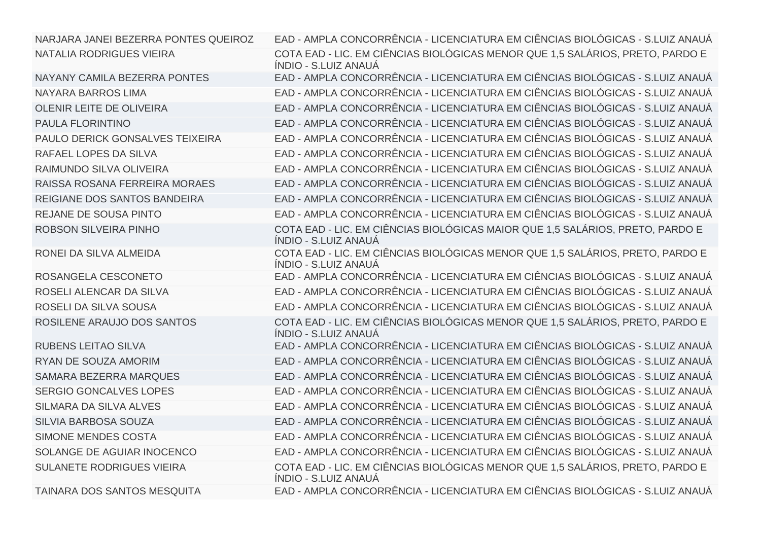| | |
|---|---|
| NARJARA JANEI BEZERRA PONTES QUEIROZ | EAD - AMPLA CONCORRÊNCIA - LICENCIATURA EM CIÊNCIAS BIOLÓGICAS - S.LUIZ ANAUÁ |
| NATALIA RODRIGUES VIEIRA | COTA EAD - LIC. EM CIÊNCIAS BIOLÓGICAS MENOR QUE 1,5 SALÁRIOS, PRETO, PARDO E ÍNDIO - S.LUIZ ANAUÁ |
| NAYANY CAMILA BEZERRA PONTES | EAD - AMPLA CONCORRÊNCIA - LICENCIATURA EM CIÊNCIAS BIOLÓGICAS - S.LUIZ ANAUÁ |
| NAYARA BARROS LIMA | EAD - AMPLA CONCORRÊNCIA - LICENCIATURA EM CIÊNCIAS BIOLÓGICAS - S.LUIZ ANAUÁ |
| OLENIR LEITE DE OLIVEIRA | EAD - AMPLA CONCORRÊNCIA - LICENCIATURA EM CIÊNCIAS BIOLÓGICAS - S.LUIZ ANAUÁ |
| PAULA FLORINTINO | EAD - AMPLA CONCORRÊNCIA - LICENCIATURA EM CIÊNCIAS BIOLÓGICAS - S.LUIZ ANAUÁ |
| PAULO DERICK GONSALVES TEIXEIRA | EAD - AMPLA CONCORRÊNCIA - LICENCIATURA EM CIÊNCIAS BIOLÓGICAS - S.LUIZ ANAUÁ |
| RAFAEL LOPES DA SILVA | EAD - AMPLA CONCORRÊNCIA - LICENCIATURA EM CIÊNCIAS BIOLÓGICAS - S.LUIZ ANAUÁ |
| RAIMUNDO SILVA OLIVEIRA | EAD - AMPLA CONCORRÊNCIA - LICENCIATURA EM CIÊNCIAS BIOLÓGICAS - S.LUIZ ANAUÁ |
| RAISSA ROSANA FERREIRA MORAES | EAD - AMPLA CONCORRÊNCIA - LICENCIATURA EM CIÊNCIAS BIOLÓGICAS - S.LUIZ ANAUÁ |
| REIGIANE DOS SANTOS BANDEIRA | EAD - AMPLA CONCORRÊNCIA - LICENCIATURA EM CIÊNCIAS BIOLÓGICAS - S.LUIZ ANAUÁ |
| REJANE DE SOUSA PINTO | EAD - AMPLA CONCORRÊNCIA - LICENCIATURA EM CIÊNCIAS BIOLÓGICAS - S.LUIZ ANAUÁ |
| ROBSON SILVEIRA PINHO | COTA EAD - LIC. EM CIÊNCIAS BIOLÓGICAS MAIOR QUE 1,5 SALÁRIOS, PRETO, PARDO E ÍNDIO - S.LUIZ ANAUÁ |
| RONEI DA SILVA ALMEIDA | COTA EAD - LIC. EM CIÊNCIAS BIOLÓGICAS MENOR QUE 1,5 SALÁRIOS, PRETO, PARDO E ÍNDIO - S.LUIZ ANAUÁ |
| ROSANGELA CESCONETO | EAD - AMPLA CONCORRÊNCIA - LICENCIATURA EM CIÊNCIAS BIOLÓGICAS - S.LUIZ ANAUÁ |
| ROSELI ALENCAR DA SILVA | EAD - AMPLA CONCORRÊNCIA - LICENCIATURA EM CIÊNCIAS BIOLÓGICAS - S.LUIZ ANAUÁ |
| ROSELI DA SILVA SOUSA | EAD - AMPLA CONCORRÊNCIA - LICENCIATURA EM CIÊNCIAS BIOLÓGICAS - S.LUIZ ANAUÁ |
| ROSILENE ARAUJO DOS SANTOS | COTA EAD - LIC. EM CIÊNCIAS BIOLÓGICAS MENOR QUE 1,5 SALÁRIOS, PRETO, PARDO E ÍNDIO - S.LUIZ ANAUÁ |
| RUBENS LEITAO SILVA | EAD - AMPLA CONCORRÊNCIA - LICENCIATURA EM CIÊNCIAS BIOLÓGICAS - S.LUIZ ANAUÁ |
| RYAN DE SOUZA AMORIM | EAD - AMPLA CONCORRÊNCIA - LICENCIATURA EM CIÊNCIAS BIOLÓGICAS - S.LUIZ ANAUÁ |
| SAMARA BEZERRA MARQUES | EAD - AMPLA CONCORRÊNCIA - LICENCIATURA EM CIÊNCIAS BIOLÓGICAS - S.LUIZ ANAUÁ |
| SERGIO GONCALVES LOPES | EAD - AMPLA CONCORRÊNCIA - LICENCIATURA EM CIÊNCIAS BIOLÓGICAS - S.LUIZ ANAUÁ |
| SILMARA DA SILVA ALVES | EAD - AMPLA CONCORRÊNCIA - LICENCIATURA EM CIÊNCIAS BIOLÓGICAS - S.LUIZ ANAUÁ |
| SILVIA BARBOSA SOUZA | EAD - AMPLA CONCORRÊNCIA - LICENCIATURA EM CIÊNCIAS BIOLÓGICAS - S.LUIZ ANAUÁ |
| SIMONE MENDES COSTA | EAD - AMPLA CONCORRÊNCIA - LICENCIATURA EM CIÊNCIAS BIOLÓGICAS - S.LUIZ ANAUÁ |
| SOLANGE DE AGUIAR INOCENCO | EAD - AMPLA CONCORRÊNCIA - LICENCIATURA EM CIÊNCIAS BIOLÓGICAS - S.LUIZ ANAUÁ |
| SULANETE RODRIGUES VIEIRA | COTA EAD - LIC. EM CIÊNCIAS BIOLÓGICAS MENOR QUE 1,5 SALÁRIOS, PRETO, PARDO E ÍNDIO - S.LUIZ ANAUÁ |
| TAINARA DOS SANTOS MESQUITA | EAD - AMPLA CONCORRÊNCIA - LICENCIATURA EM CIÊNCIAS BIOLÓGICAS - S.LUIZ ANAUÁ |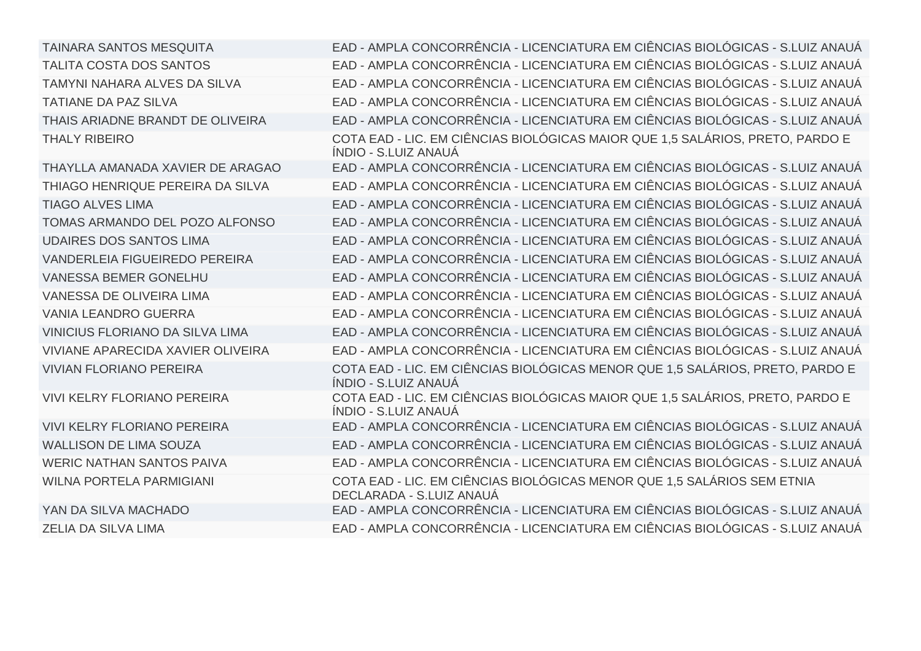| | |
|---|---|
| TAINARA SANTOS MESQUITA | EAD - AMPLA CONCORRÊNCIA - LICENCIATURA EM CIÊNCIAS BIOLÓGICAS - S.LUIZ ANAUÁ |
| TALITA COSTA DOS SANTOS | EAD - AMPLA CONCORRÊNCIA - LICENCIATURA EM CIÊNCIAS BIOLÓGICAS - S.LUIZ ANAUÁ |
| TAMYNI NAHARA ALVES DA SILVA | EAD - AMPLA CONCORRÊNCIA - LICENCIATURA EM CIÊNCIAS BIOLÓGICAS - S.LUIZ ANAUÁ |
| TATIANE DA PAZ SILVA | EAD - AMPLA CONCORRÊNCIA - LICENCIATURA EM CIÊNCIAS BIOLÓGICAS - S.LUIZ ANAUÁ |
| THAIS ARIADNE BRANDT DE OLIVEIRA | EAD - AMPLA CONCORRÊNCIA - LICENCIATURA EM CIÊNCIAS BIOLÓGICAS - S.LUIZ ANAUÁ |
| THALY RIBEIRO | COTA EAD - LIC. EM CIÊNCIAS BIOLÓGICAS MAIOR QUE 1,5 SALÁRIOS, PRETO, PARDO E ÍNDIO - S.LUIZ ANAUÁ |
| THAYLLA AMANADA XAVIER DE ARAGAO | EAD - AMPLA CONCORRÊNCIA - LICENCIATURA EM CIÊNCIAS BIOLÓGICAS - S.LUIZ ANAUÁ |
| THIAGO HENRIQUE PEREIRA DA SILVA | EAD - AMPLA CONCORRÊNCIA - LICENCIATURA EM CIÊNCIAS BIOLÓGICAS - S.LUIZ ANAUÁ |
| TIAGO ALVES LIMA | EAD - AMPLA CONCORRÊNCIA - LICENCIATURA EM CIÊNCIAS BIOLÓGICAS - S.LUIZ ANAUÁ |
| TOMAS ARMANDO DEL POZO ALFONSO | EAD - AMPLA CONCORRÊNCIA - LICENCIATURA EM CIÊNCIAS BIOLÓGICAS - S.LUIZ ANAUÁ |
| UDAIRES DOS SANTOS LIMA | EAD - AMPLA CONCORRÊNCIA - LICENCIATURA EM CIÊNCIAS BIOLÓGICAS - S.LUIZ ANAUÁ |
| VANDERLEIA FIGUEIREDO PEREIRA | EAD - AMPLA CONCORRÊNCIA - LICENCIATURA EM CIÊNCIAS BIOLÓGICAS - S.LUIZ ANAUÁ |
| VANESSA BEMER GONELHU | EAD - AMPLA CONCORRÊNCIA - LICENCIATURA EM CIÊNCIAS BIOLÓGICAS - S.LUIZ ANAUÁ |
| VANESSA DE OLIVEIRA LIMA | EAD - AMPLA CONCORRÊNCIA - LICENCIATURA EM CIÊNCIAS BIOLÓGICAS - S.LUIZ ANAUÁ |
| VANIA LEANDRO GUERRA | EAD - AMPLA CONCORRÊNCIA - LICENCIATURA EM CIÊNCIAS BIOLÓGICAS - S.LUIZ ANAUÁ |
| VINICIUS FLORIANO DA SILVA LIMA | EAD - AMPLA CONCORRÊNCIA - LICENCIATURA EM CIÊNCIAS BIOLÓGICAS - S.LUIZ ANAUÁ |
| VIVIANE APARECIDA XAVIER OLIVEIRA | EAD - AMPLA CONCORRÊNCIA - LICENCIATURA EM CIÊNCIAS BIOLÓGICAS - S.LUIZ ANAUÁ |
| VIVIAN FLORIANO PEREIRA | COTA EAD - LIC. EM CIÊNCIAS BIOLÓGICAS MENOR QUE 1,5 SALÁRIOS, PRETO, PARDO E ÍNDIO - S.LUIZ ANAUÁ |
| VIVI KELRY FLORIANO PEREIRA | COTA EAD - LIC. EM CIÊNCIAS BIOLÓGICAS MAIOR QUE 1,5 SALÁRIOS, PRETO, PARDO E ÍNDIO - S.LUIZ ANAUÁ |
| VIVI KELRY FLORIANO PEREIRA | EAD - AMPLA CONCORRÊNCIA - LICENCIATURA EM CIÊNCIAS BIOLÓGICAS - S.LUIZ ANAUÁ |
| WALLISON DE LIMA SOUZA | EAD - AMPLA CONCORRÊNCIA - LICENCIATURA EM CIÊNCIAS BIOLÓGICAS - S.LUIZ ANAUÁ |
| WERIC NATHAN SANTOS PAIVA | EAD - AMPLA CONCORRÊNCIA - LICENCIATURA EM CIÊNCIAS BIOLÓGICAS - S.LUIZ ANAUÁ |
| WILNA PORTELA PARMIGIANI | COTA EAD - LIC. EM CIÊNCIAS BIOLÓGICAS MENOR QUE 1,5 SALÁRIOS SEM ETNIA DECLARADA - S.LUIZ ANAUÁ |
| YAN DA SILVA MACHADO | EAD - AMPLA CONCORRÊNCIA - LICENCIATURA EM CIÊNCIAS BIOLÓGICAS - S.LUIZ ANAUÁ |
| ZELIA DA SILVA LIMA | EAD - AMPLA CONCORRÊNCIA - LICENCIATURA EM CIÊNCIAS BIOLÓGICAS - S.LUIZ ANAUÁ |